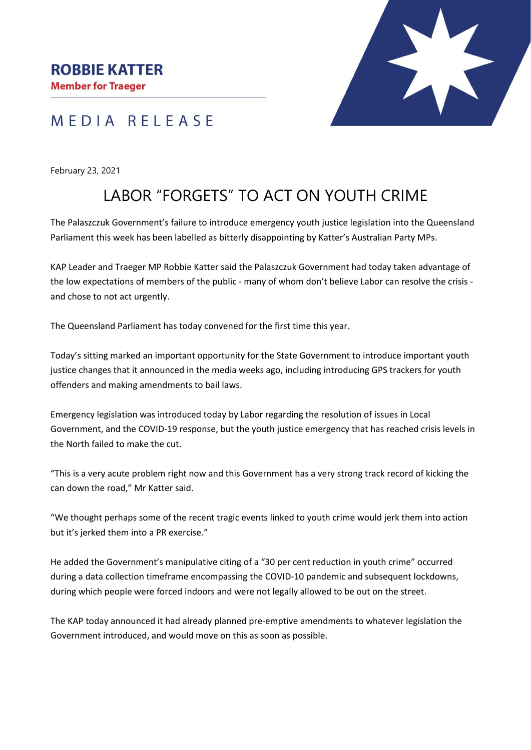**ROBBIE KATTER**

**Member for Traeger**

MEDIA RELEASE

February 23, 2021

# LABOR "FORGETS" TO ACT ON YOUTH CRIME

The Palaszczuk Government's failure to introduce emergency youth justice legislation into the Queensland Parliament this week has been labelled as bitterly disappointing by Katter's Australian Party MPs.

KAP Leader and Traeger MP Robbie Katter said the Palaszczuk Government had today taken advantage of the low expectations of members of the public - many of whom don't believe Labor can resolve the crisis - and chose to not act urgently.

The Queensland Parliament has today convened for the first time this year.

Today's sitting marked an important opportunity for the State Government to introduce important youth justice changes that it announced in the media weeks ago, including introducing GPS trackers for youth offenders and making amendments to bail laws.

Emergency legislation was introduced today by Labor regarding the resolution of issues in Local Government, and the COVID-19 response, but the youth justice emergency that has reached crisis levels in the North failed to make the cut.

"This is a very acute problem right now and this Government has a very strong track record of kicking the can down the road," Mr Katter said.

"We thought perhaps some of the recent tragic events linked to youth crime would jerk them into action but it's jerked them into a PR exercise."

He added the Government's manipulative citing of a "30 per cent reduction in youth crime" occurred during a data collection timeframe encompassing the COVID-10 pandemic and subsequent lockdowns, during which people were forced indoors and were not legally allowed to be out on the street.

The KAP today announced it had already planned pre-emptive amendments to whatever legislation the Government introduced, and would move on this as soon as possible.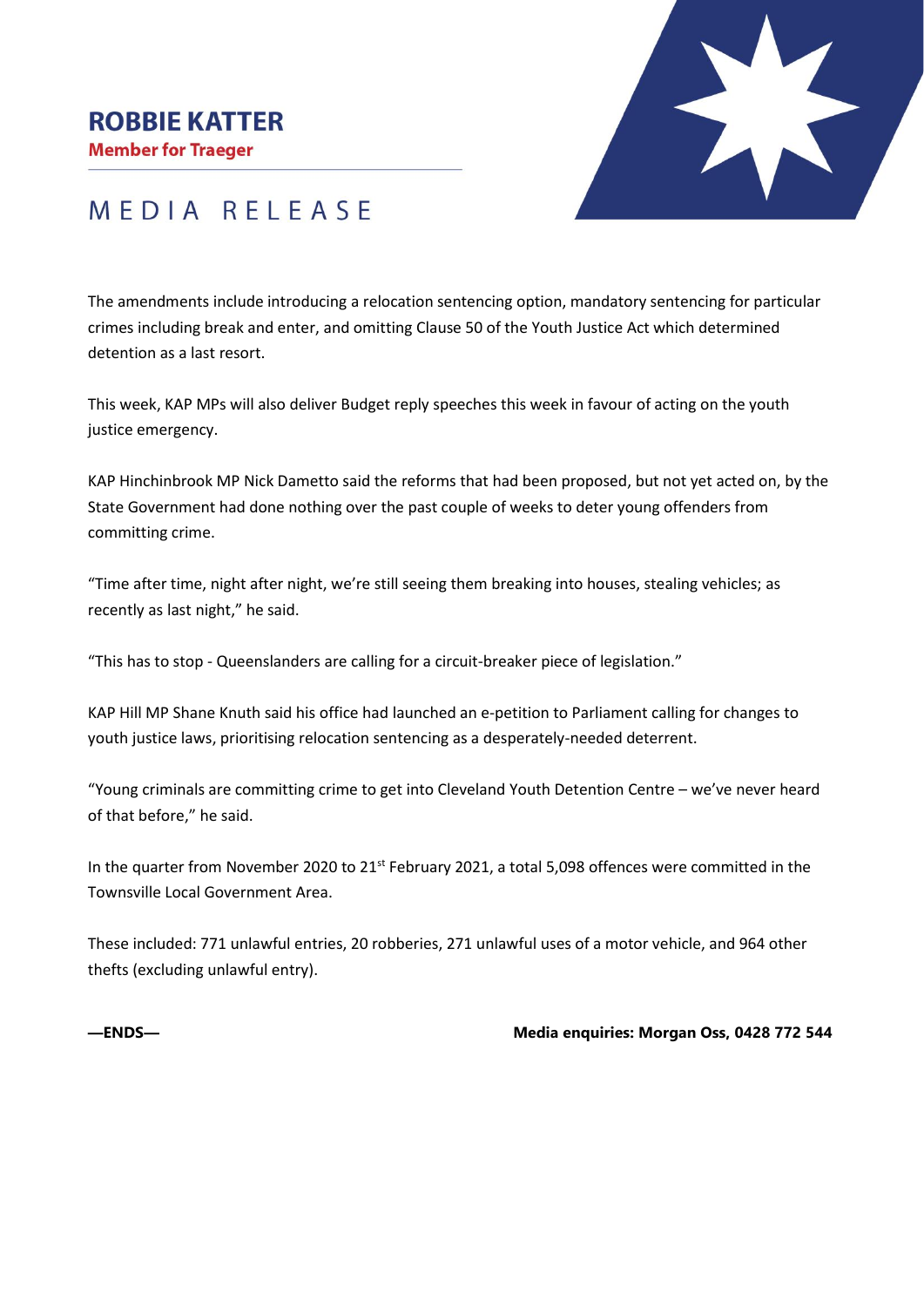# ROBBIE KATTER

**Member for Traeger**

MEDIA RELEASE

The amendments include introducing a relocation sentencing option, mandatory sentencing for particular crimes including break and enter, and omitting Clause 50 of the Youth Justice Act which determined detention as a last resort.

This week, KAP MPs will also deliver Budget reply speeches this week in favour of acting on the youth justice emergency.

KAP Hinchinbrook MP Nick Dametto said the reforms that had been proposed, but not yet acted on, by the State Government had done nothing over the past couple of weeks to deter young offenders from committing crime.

"Time after time, night after night, we're still seeing them breaking into houses, stealing vehicles; as recently as last night," he said.

"This has to stop - Queenslanders are calling for a circuit-breaker piece of legislation."

KAP Hill MP Shane Knuth said his office had launched an e-petition to Parliament calling for changes to youth justice laws, prioritising relocation sentencing as a desperately-needed deterrent.

"Young criminals are committing crime to get into Cleveland Youth Detention Centre – we've never heard of that before," he said.

In the quarter from November 2020 to 21st February 2021, a total 5,098 offences were committed in the Townsville Local Government Area.

These included: 771 unlawful entries, 20 robberies, 271 unlawful uses of a motor vehicle, and 964 other thefts (excluding unlawful entry).

**—ENDS—**

**Media enquiries: Morgan Oss, 0428 772 544**